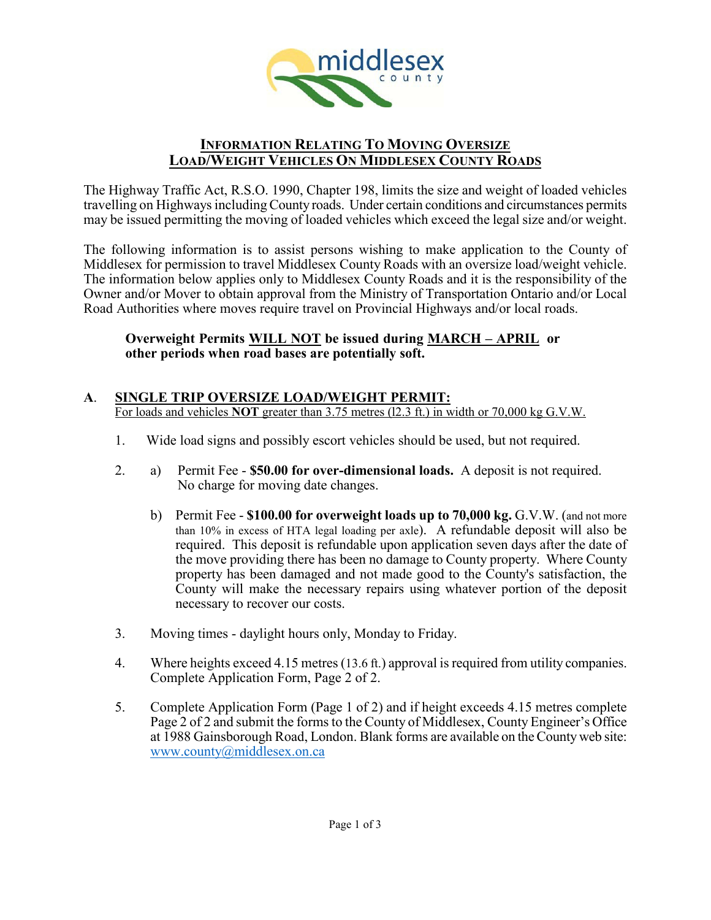# INFORMATION RELATING TO MOVING OVERSIZE LOAD/WEIGHT VEHICLES ON MIDDLESEX COUNTY ROADS

The Highway Traffic Act, R.S.O. 1990, Chapter 198, limits the size and weight of loaded vehicles travelling on Highways including County roads. Under certain conditions and circumstances permits may be issued permitting the moving of loaded vehicles which exceed the legal size and/or weight.

The following information is to assist persons wishing to make application to the County of Middlesex for permission to travel Middlesex County Roads with an oversize load/weight vehicle. The information below applies only to Middlesex County Roads and it is the responsibility of the Owner and/or Mover to obtain approval from the Ministry of Transportation Ontario and/or Local Road Authorities where moves require travel on Provincial Highways and/or local roads.

**Overweight Permits WILL NOT be issued during MARCH – APRIL or other periods when road bases are potentially soft.**

## A. SINGLE TRIP OVERSIZE LOAD/WEIGHT PERMIT:

For loads and vehicles **NOT** greater than 3.75 metres (l2.3 ft.) in width or 70,000 kg G.V.W.

1. Wide load signs and possibly escort vehicles should be used, but not required.

2. a) Permit Fee - **\$50.00 for over-dimensional loads.** A deposit is not required. No charge for moving date changes.

   b) Permit Fee - **\$100.00 for overweight loads up to 70,000 kg.** G.V.W. (and not more than 10% in excess of HTA legal loading per axle). A refundable deposit will also be required. This deposit is refundable upon application seven days after the date of the move providing there has been no damage to County property. Where County property has been damaged and not made good to the County's satisfaction, the County will make the necessary repairs using whatever portion of the deposit necessary to recover our costs.

3. Moving times - daylight hours only, Monday to Friday.

4. Where heights exceed 4.15 metres (13.6 ft.) approval is required from utility companies. Complete Application Form, Page 2 of 2.

5. Complete Application Form (Page 1 of 2) and if height exceeds 4.15 metres complete Page 2 of 2 and submit the forms to the County of Middlesex, County Engineer's Office at 1988 Gainsborough Road, London. Blank forms are available on the County web site: www.county@middlesex.on.ca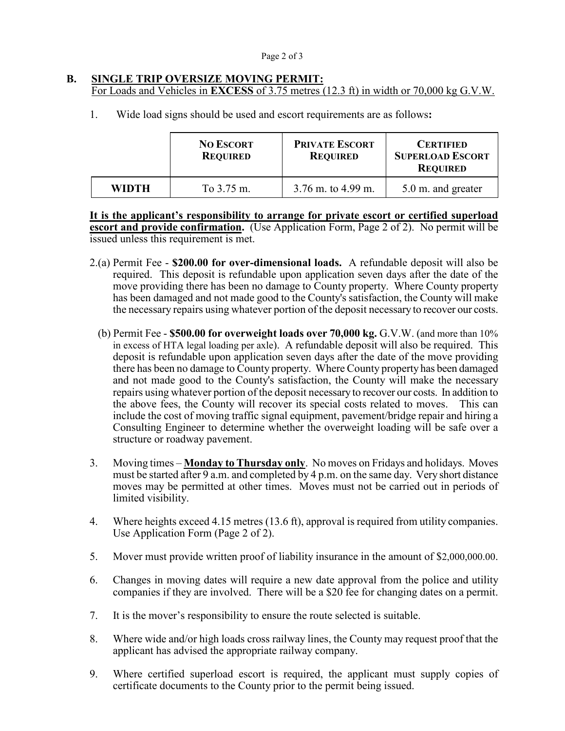## B. SINGLE TRIP OVERSIZE MOVING PERMIT:

For Loads and Vehicles in **EXCESS** of 3.75 metres (12.3 ft) in width or 70,000 kg G.V.W.

1. Wide load signs should be used and escort requirements are as follows**:**

| | **NO ESCORT REQUIRED** | **PRIVATE ESCORT REQUIRED** | **CERTIFIED SUPERLOAD ESCORT REQUIRED** |
|---|---|---|---|
| **WIDTH** | To 3.75 m. | 3.76 m. to 4.99 m. | 5.0 m. and greater |

**It is the applicant's responsibility to arrange for private escort or certified superload escort and provide confirmation.** (Use Application Form, Page 2 of 2). No permit will be issued unless this requirement is met.

2.(a) Permit Fee - **$200.00 for over-dimensional loads.** A refundable deposit will also be required. This deposit is refundable upon application seven days after the date of the move providing there has been no damage to County property. Where County property has been damaged and not made good to the County's satisfaction, the County will make the necessary repairs using whatever portion of the deposit necessary to recover our costs.

(b) Permit Fee - **$500.00 for overweight loads over 70,000 kg.** G.V.W. (and more than 10% in excess of HTA legal loading per axle). A refundable deposit will also be required. This deposit is refundable upon application seven days after the date of the move providing there has been no damage to County property. Where County property has been damaged and not made good to the County's satisfaction, the County will make the necessary repairs using whatever portion of the deposit necessary to recover our costs. In addition to the above fees, the County will recover its special costs related to moves. This can include the cost of moving traffic signal equipment, pavement/bridge repair and hiring a Consulting Engineer to determine whether the overweight loading will be safe over a structure or roadway pavement.

3. Moving times – **Monday to Thursday only**. No moves on Fridays and holidays. Moves must be started after 9 a.m. and completed by 4 p.m. on the same day. Very short distance moves may be permitted at other times. Moves must not be carried out in periods of limited visibility.

4. Where heights exceed 4.15 metres (13.6 ft), approval is required from utility companies. Use Application Form (Page 2 of 2).

5. Mover must provide written proof of liability insurance in the amount of $2,000,000.00.

6. Changes in moving dates will require a new date approval from the police and utility companies if they are involved. There will be a $20 fee for changing dates on a permit.

7. It is the mover's responsibility to ensure the route selected is suitable.

8. Where wide and/or high loads cross railway lines, the County may request proof that the applicant has advised the appropriate railway company.

9. Where certified superload escort is required, the applicant must supply copies of certificate documents to the County prior to the permit being issued.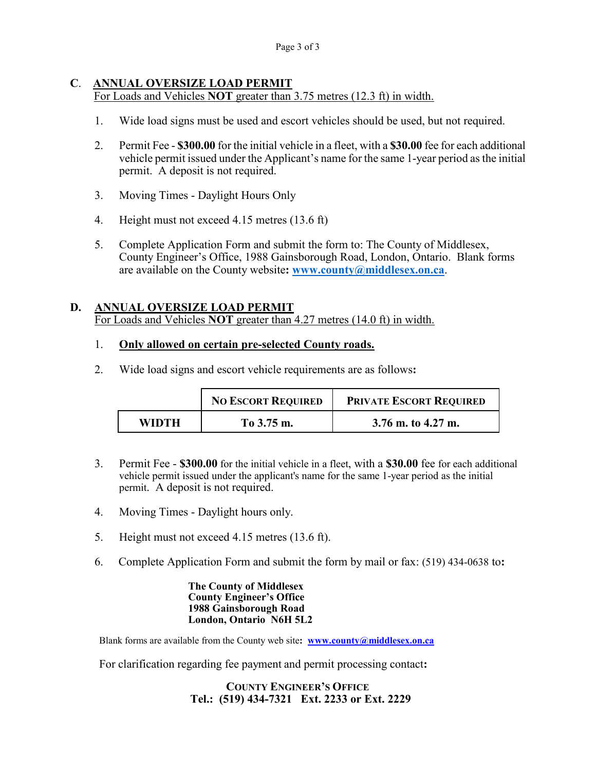## C. ANNUAL OVERSIZE LOAD PERMIT

For Loads and Vehicles **NOT** greater than 3.75 metres (12.3 ft) in width.

1. Wide load signs must be used and escort vehicles should be used, but not required.
2. Permit Fee - **$300.00** for the initial vehicle in a fleet, with a **$30.00** fee for each additional vehicle permit issued under the Applicant's name for the same 1-year period as the initial permit. A deposit is not required.
3. Moving Times - Daylight Hours Only
4. Height must not exceed 4.15 metres (13.6 ft)
5. Complete Application Form and submit the form to: The County of Middlesex, County Engineer's Office, 1988 Gainsborough Road, London, Ontario. Blank forms are available on the County website**:** **www.county@middlesex.on.ca**.

## D. ANNUAL OVERSIZE LOAD PERMIT

For Loads and Vehicles **NOT** greater than 4.27 metres (14.0 ft) in width.

1. **Only allowed on certain pre-selected County roads.**
2. Wide load signs and escort vehicle requirements are as follows**:**

| | **NO ESCORT REQUIRED** | **PRIVATE ESCORT REQUIRED** |
|---|---|---|
| **WIDTH** | **To 3.75 m.** | **3.76 m. to 4.27 m.** |

3. Permit Fee - **$300.00** for the initial vehicle in a fleet, with a **$30.00** fee for each additional vehicle permit issued under the applicant's name for the same 1-year period as the initial permit. A deposit is not required.
4. Moving Times - Daylight hours only.
5. Height must not exceed 4.15 metres (13.6 ft).
6. Complete Application Form and submit the form by mail or fax: (519) 434-0638 to**:**

**The County of Middlesex**
**County Engineer's Office**
**1988 Gainsborough Road**
**London, Ontario N6H 5L2**

Blank forms are available from the County web site**:** **www.county@middlesex.on.ca**

For clarification regarding fee payment and permit processing contact**:**

**COUNTY ENGINEER'S OFFICE**
**Tel.: (519) 434-7321 Ext. 2233 or Ext. 2229**